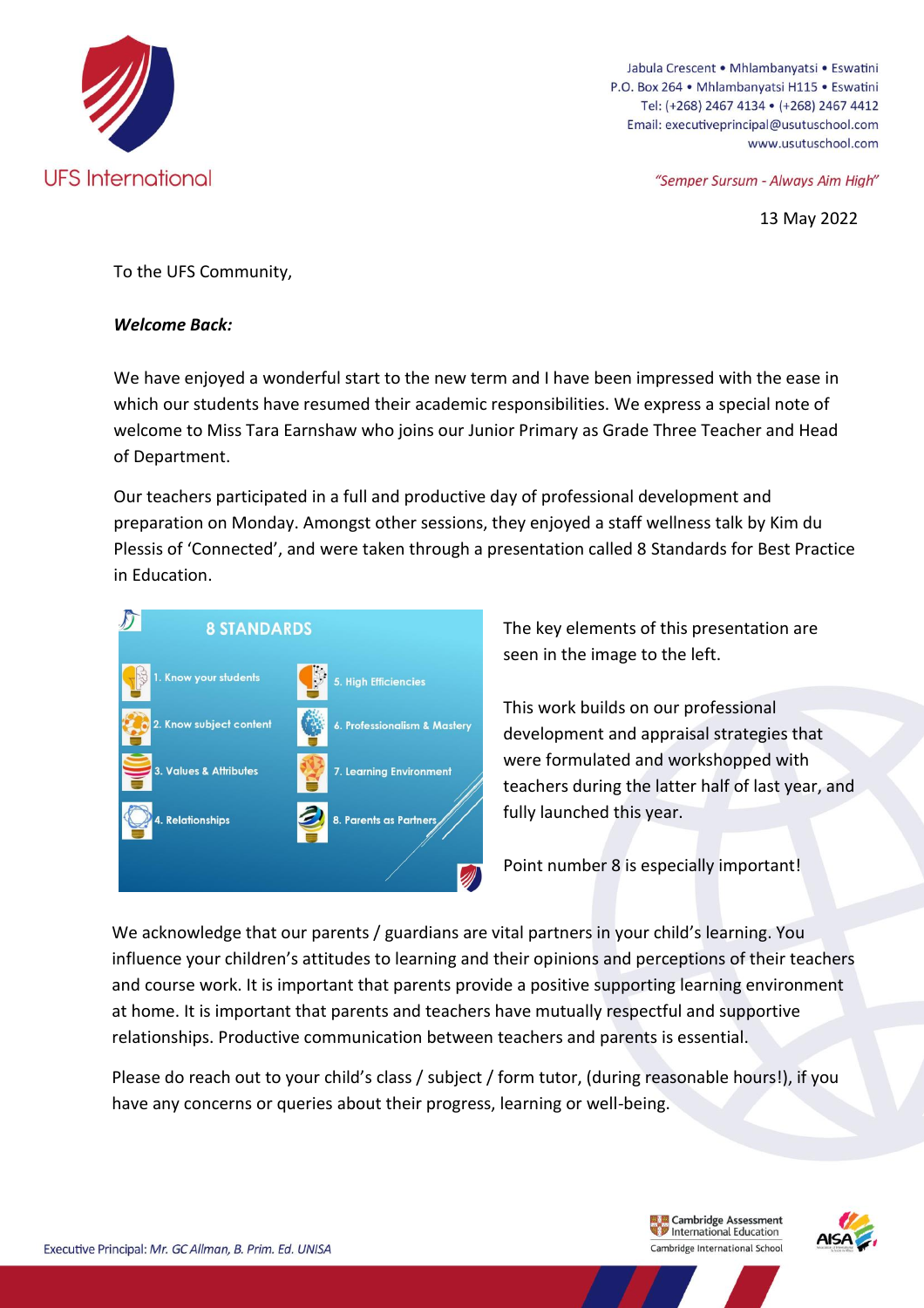UFS International

Jabula Crescent • Mhlambanyatsi • Eswatini
P.O. Box 264 • Mhlambanyatsi H115 • Eswatini
Tel: (+268) 2467 4134 • (+268) 2467 4412
Email: executiveprincipal@usutuschool.com
www.usutuschool.com

*"Semper Sursum - Always Aim High"*

13 May 2022

To the UFS Community,

***Welcome Back:***

We have enjoyed a wonderful start to the new term and I have been impressed with the ease in which our students have resumed their academic responsibilities. We express a special note of welcome to Miss Tara Earnshaw who joins our Junior Primary as Grade Three Teacher and Head of Department.

Our teachers participated in a full and productive day of professional development and preparation on Monday. Amongst other sessions, they enjoyed a staff wellness talk by Kim du Plessis of 'Connected', and were taken through a presentation called 8 Standards for Best Practice in Education.

**8 STANDARDS**

1. Know your students
2. Know subject content
3. Values & Attributes
4. Relationships
5. High Efficiencies
6. Professionalism & Mastery
7. Learning Environment
8. Parents as Partners

The key elements of this presentation are seen in the image to the left.

This work builds on our professional development and appraisal strategies that were formulated and workshopped with teachers during the latter half of last year, and fully launched this year.

Point number 8 is especially important!

We acknowledge that our parents / guardians are vital partners in your child's learning. You influence your children's attitudes to learning and their opinions and perceptions of their teachers and course work. It is important that parents provide a positive supporting learning environment at home. It is important that parents and teachers have mutually respectful and supportive relationships. Productive communication between teachers and parents is essential.

Please do reach out to your child's class / subject / form tutor, (during reasonable hours!), if you have any concerns or queries about their progress, learning or well-being.

Executive Principal: *Mr. GC Allman, B. Prim. Ed. UNISA*

Cambridge Assessment International Education — Cambridge International School

AISA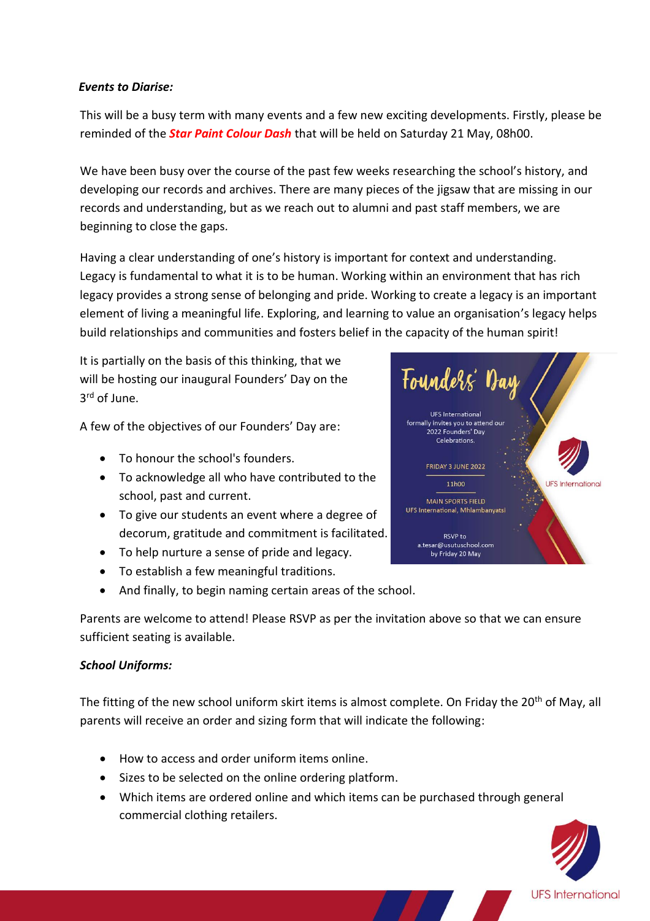***Events to Diarise:***

This will be a busy term with many events and a few new exciting developments. Firstly, please be reminded of the ***Star Paint Colour Dash*** that will be held on Saturday 21 May, 08h00.

We have been busy over the course of the past few weeks researching the school's history, and developing our records and archives. There are many pieces of the jigsaw that are missing in our records and understanding, but as we reach out to alumni and past staff members, we are beginning to close the gaps.

Having a clear understanding of one's history is important for context and understanding. Legacy is fundamental to what it is to be human. Working within an environment that has rich legacy provides a strong sense of belonging and pride. Working to create a legacy is an important element of living a meaningful life. Exploring, and learning to value an organisation's legacy helps build relationships and communities and fosters belief in the capacity of the human spirit!

It is partially on the basis of this thinking, that we will be hosting our inaugural Founders' Day on the 3rd of June.

A few of the objectives of our Founders' Day are:

- To honour the school's founders.
- To acknowledge all who have contributed to the school, past and current.
- To give our students an event where a degree of decorum, gratitude and commitment is facilitated.
- To help nurture a sense of pride and legacy.
- To establish a few meaningful traditions.
- And finally, to begin naming certain areas of the school.

Founders' Day

UFS International formally invites you to attend our 2022 Founders' Day Celebrations.

FRIDAY 3 JUNE 2022

11h00

MAIN SPORTS FIELD
UFS International, Mhlambanyatsi

RSVP to
a.tesar@usutuschool.com
by Friday 20 May

UFS International

Parents are welcome to attend! Please RSVP as per the invitation above so that we can ensure sufficient seating is available.

***School Uniforms:***

The fitting of the new school uniform skirt items is almost complete. On Friday the 20th of May, all parents will receive an order and sizing form that will indicate the following:

- How to access and order uniform items online.
- Sizes to be selected on the online ordering platform.
- Which items are ordered online and which items can be purchased through general commercial clothing retailers.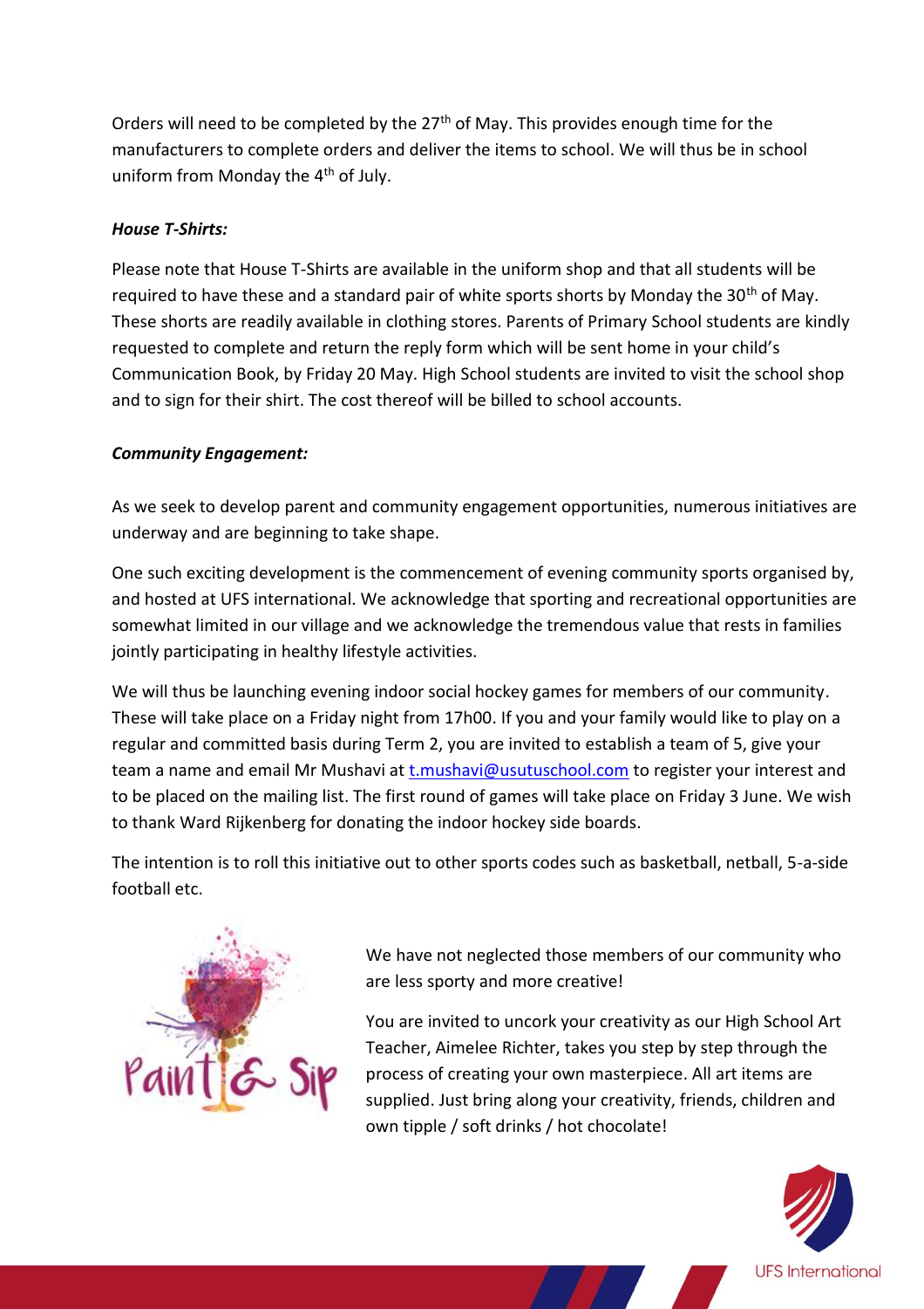Orders will need to be completed by the 27th of May. This provides enough time for the manufacturers to complete orders and deliver the items to school. We will thus be in school uniform from Monday the 4th of July.

***House T-Shirts:***

Please note that House T-Shirts are available in the uniform shop and that all students will be required to have these and a standard pair of white sports shorts by Monday the 30th of May. These shorts are readily available in clothing stores. Parents of Primary School students are kindly requested to complete and return the reply form which will be sent home in your child's Communication Book, by Friday 20 May. High School students are invited to visit the school shop and to sign for their shirt. The cost thereof will be billed to school accounts.

***Community Engagement:***

As we seek to develop parent and community engagement opportunities, numerous initiatives are underway and are beginning to take shape.

One such exciting development is the commencement of evening community sports organised by, and hosted at UFS international. We acknowledge that sporting and recreational opportunities are somewhat limited in our village and we acknowledge the tremendous value that rests in families jointly participating in healthy lifestyle activities.

We will thus be launching evening indoor social hockey games for members of our community. These will take place on a Friday night from 17h00. If you and your family would like to play on a regular and committed basis during Term 2, you are invited to establish a team of 5, give your team a name and email Mr Mushavi at t.mushavi@usutuschool.com to register your interest and to be placed on the mailing list. The first round of games will take place on Friday 3 June. We wish to thank Ward Rijkenberg for donating the indoor hockey side boards.

The intention is to roll this initiative out to other sports codes such as basketball, netball, 5-a-side football etc.

We have not neglected those members of our community who are less sporty and more creative!

You are invited to uncork your creativity as our High School Art Teacher, Aimelee Richter, takes you step by step through the process of creating your own masterpiece. All art items are supplied. Just bring along your creativity, friends, children and own tipple / soft drinks / hot chocolate!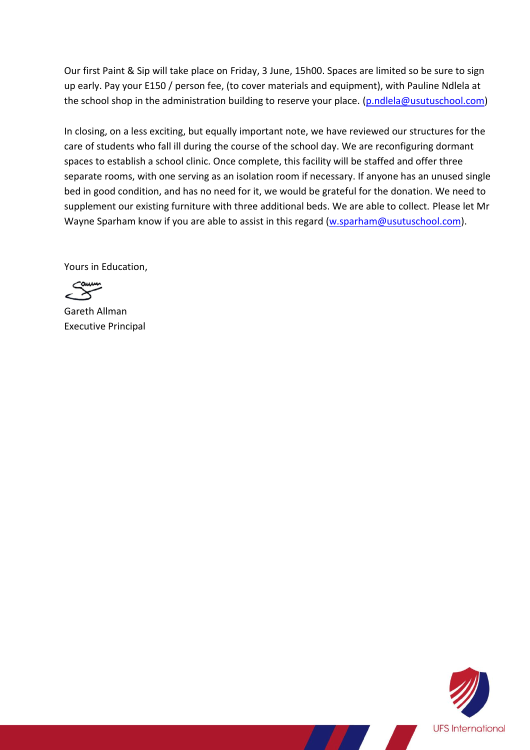Our first Paint & Sip will take place on Friday, 3 June, 15h00. Spaces are limited so be sure to sign up early. Pay your E150 / person fee, (to cover materials and equipment), with Pauline Ndlela at the school shop in the administration building to reserve your place. (p.ndlela@usutuschool.com)

In closing, on a less exciting, but equally important note, we have reviewed our structures for the care of students who fall ill during the course of the school day. We are reconfiguring dormant spaces to establish a school clinic. Once complete, this facility will be staffed and offer three separate rooms, with one serving as an isolation room if necessary. If anyone has an unused single bed in good condition, and has no need for it, we would be grateful for the donation. We need to supplement our existing furniture with three additional beds. We are able to collect. Please let Mr Wayne Sparham know if you are able to assist in this regard (w.sparham@usutuschool.com).

Yours in Education,

Gareth Allman
Executive Principal